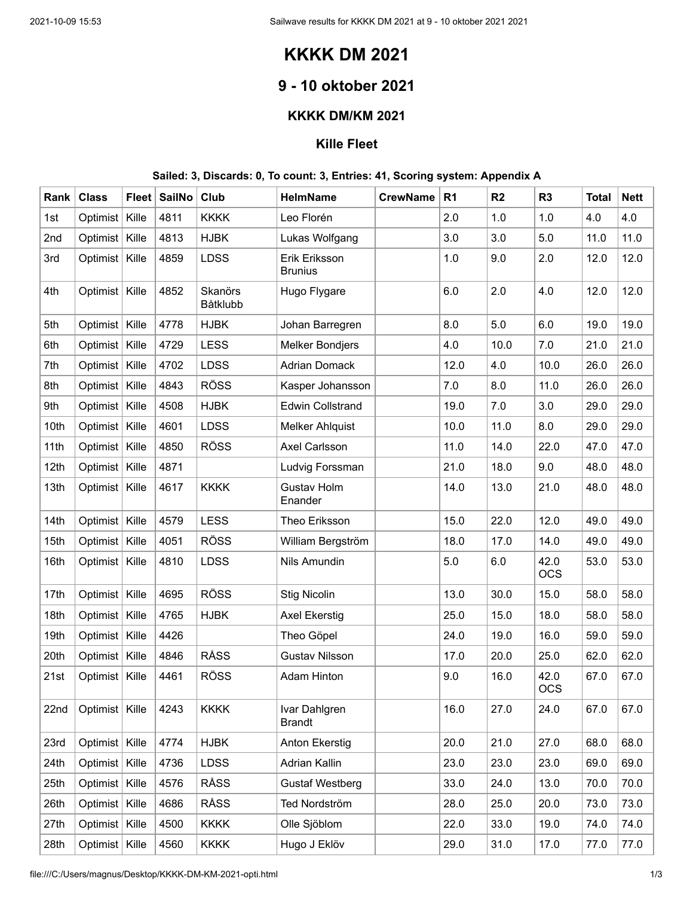# KKKK DM 2021

## 9 - 10 oktober 2021

### KKKK DM/KM 2021

#### Kille Fleet

**Sailed: 3, Discards: 0, To count: 3, Entries: 41, Scoring system: Appendix A**

| Rank | Class | Fleet | SailNo | Club | HelmName | CrewName | R1 | R2 | R3 | Total | Nett |
|---|---|---|---|---|---|---|---|---|---|---|---|
| 1st | Optimist | Kille | 4811 | KKKK | Leo Florén | | 2.0 | 1.0 | 1.0 | 4.0 | 4.0 |
| 2nd | Optimist | Kille | 4813 | HJBK | Lukas Wolfgang | | 3.0 | 3.0 | 5.0 | 11.0 | 11.0 |
| 3rd | Optimist | Kille | 4859 | LDSS | Erik Eriksson Brunius | | 1.0 | 9.0 | 2.0 | 12.0 | 12.0 |
| 4th | Optimist | Kille | 4852 | Skanörs Båtklubb | Hugo Flygare | | 6.0 | 2.0 | 4.0 | 12.0 | 12.0 |
| 5th | Optimist | Kille | 4778 | HJBK | Johan Barregren | | 8.0 | 5.0 | 6.0 | 19.0 | 19.0 |
| 6th | Optimist | Kille | 4729 | LESS | Melker Bondjers | | 4.0 | 10.0 | 7.0 | 21.0 | 21.0 |
| 7th | Optimist | Kille | 4702 | LDSS | Adrian Domack | | 12.0 | 4.0 | 10.0 | 26.0 | 26.0 |
| 8th | Optimist | Kille | 4843 | RÖSS | Kasper Johansson | | 7.0 | 8.0 | 11.0 | 26.0 | 26.0 |
| 9th | Optimist | Kille | 4508 | HJBK | Edwin Collstrand | | 19.0 | 7.0 | 3.0 | 29.0 | 29.0 |
| 10th | Optimist | Kille | 4601 | LDSS | Melker Ahlquist | | 10.0 | 11.0 | 8.0 | 29.0 | 29.0 |
| 11th | Optimist | Kille | 4850 | RÖSS | Axel Carlsson | | 11.0 | 14.0 | 22.0 | 47.0 | 47.0 |
| 12th | Optimist | Kille | 4871 | | Ludvig Forssman | | 21.0 | 18.0 | 9.0 | 48.0 | 48.0 |
| 13th | Optimist | Kille | 4617 | KKKK | Gustav Holm Enander | | 14.0 | 13.0 | 21.0 | 48.0 | 48.0 |
| 14th | Optimist | Kille | 4579 | LESS | Theo Eriksson | | 15.0 | 22.0 | 12.0 | 49.0 | 49.0 |
| 15th | Optimist | Kille | 4051 | RÖSS | William Bergström | | 18.0 | 17.0 | 14.0 | 49.0 | 49.0 |
| 16th | Optimist | Kille | 4810 | LDSS | Nils Amundin | | 5.0 | 6.0 | 42.0 OCS | 53.0 | 53.0 |
| 17th | Optimist | Kille | 4695 | RÖSS | Stig Nicolin | | 13.0 | 30.0 | 15.0 | 58.0 | 58.0 |
| 18th | Optimist | Kille | 4765 | HJBK | Axel Ekerstig | | 25.0 | 15.0 | 18.0 | 58.0 | 58.0 |
| 19th | Optimist | Kille | 4426 | | Theo Göpel | | 24.0 | 19.0 | 16.0 | 59.0 | 59.0 |
| 20th | Optimist | Kille | 4846 | RÅSS | Gustav Nilsson | | 17.0 | 20.0 | 25.0 | 62.0 | 62.0 |
| 21st | Optimist | Kille | 4461 | RÖSS | Adam Hinton | | 9.0 | 16.0 | 42.0 OCS | 67.0 | 67.0 |
| 22nd | Optimist | Kille | 4243 | KKKK | Ivar Dahlgren Brandt | | 16.0 | 27.0 | 24.0 | 67.0 | 67.0 |
| 23rd | Optimist | Kille | 4774 | HJBK | Anton Ekerstig | | 20.0 | 21.0 | 27.0 | 68.0 | 68.0 |
| 24th | Optimist | Kille | 4736 | LDSS | Adrian Kallin | | 23.0 | 23.0 | 23.0 | 69.0 | 69.0 |
| 25th | Optimist | Kille | 4576 | RÅSS | Gustaf Westberg | | 33.0 | 24.0 | 13.0 | 70.0 | 70.0 |
| 26th | Optimist | Kille | 4686 | RÅSS | Ted Nordström | | 28.0 | 25.0 | 20.0 | 73.0 | 73.0 |
| 27th | Optimist | Kille | 4500 | KKKK | Olle Sjöblom | | 22.0 | 33.0 | 19.0 | 74.0 | 74.0 |
| 28th | Optimist | Kille | 4560 | KKKK | Hugo J Eklöv | | 29.0 | 31.0 | 17.0 | 77.0 | 77.0 |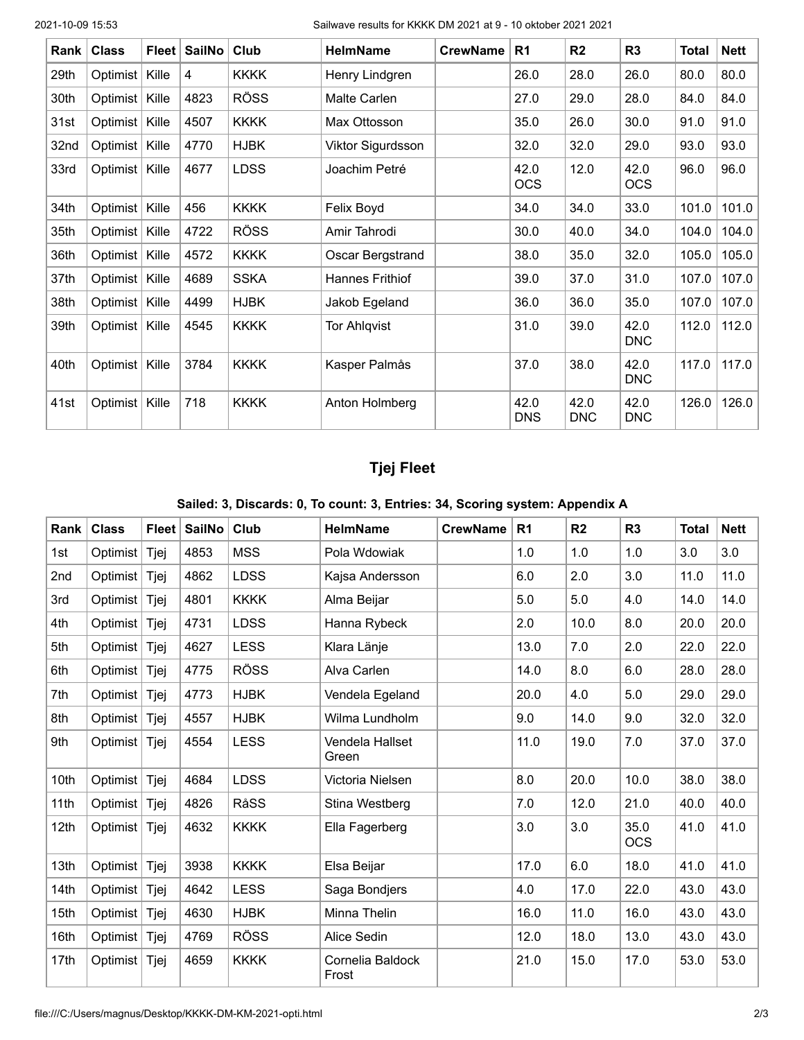| Rank | Class | Fleet | SailNo | Club | HelmName | CrewName | R1 | R2 | R3 | Total | Nett |
|---|---|---|---|---|---|---|---|---|---|---|---|
| 29th | Optimist | Kille | 4 | KKKK | Henry Lindgren | | 26.0 | 28.0 | 26.0 | 80.0 | 80.0 |
| 30th | Optimist | Kille | 4823 | RÖSS | Malte Carlen | | 27.0 | 29.0 | 28.0 | 84.0 | 84.0 |
| 31st | Optimist | Kille | 4507 | KKKK | Max Ottosson | | 35.0 | 26.0 | 30.0 | 91.0 | 91.0 |
| 32nd | Optimist | Kille | 4770 | HJBK | Viktor Sigurdsson | | 32.0 | 32.0 | 29.0 | 93.0 | 93.0 |
| 33rd | Optimist | Kille | 4677 | LDSS | Joachim Petré | | 42.0 OCS | 12.0 | 42.0 OCS | 96.0 | 96.0 |
| 34th | Optimist | Kille | 456 | KKKK | Felix Boyd | | 34.0 | 34.0 | 33.0 | 101.0 | 101.0 |
| 35th | Optimist | Kille | 4722 | RÖSS | Amir Tahrodi | | 30.0 | 40.0 | 34.0 | 104.0 | 104.0 |
| 36th | Optimist | Kille | 4572 | KKKK | Oscar Bergstrand | | 38.0 | 35.0 | 32.0 | 105.0 | 105.0 |
| 37th | Optimist | Kille | 4689 | SSKA | Hannes Frithiof | | 39.0 | 37.0 | 31.0 | 107.0 | 107.0 |
| 38th | Optimist | Kille | 4499 | HJBK | Jakob Egeland | | 36.0 | 36.0 | 35.0 | 107.0 | 107.0 |
| 39th | Optimist | Kille | 4545 | KKKK | Tor Ahlqvist | | 31.0 | 39.0 | 42.0 DNC | 112.0 | 112.0 |
| 40th | Optimist | Kille | 3784 | KKKK | Kasper Palmås | | 37.0 | 38.0 | 42.0 DNC | 117.0 | 117.0 |
| 41st | Optimist | Kille | 718 | KKKK | Anton Holmberg | | 42.0 DNS | 42.0 DNC | 42.0 DNC | 126.0 | 126.0 |

## Tjej Fleet

### Sailed: 3, Discards: 0, To count: 3, Entries: 34, Scoring system: Appendix A

| Rank | Class | Fleet | SailNo | Club | HelmName | CrewName | R1 | R2 | R3 | Total | Nett |
|---|---|---|---|---|---|---|---|---|---|---|---|
| 1st | Optimist | Tjej | 4853 | MSS | Pola Wdowiak | | 1.0 | 1.0 | 1.0 | 3.0 | 3.0 |
| 2nd | Optimist | Tjej | 4862 | LDSS | Kajsa Andersson | | 6.0 | 2.0 | 3.0 | 11.0 | 11.0 |
| 3rd | Optimist | Tjej | 4801 | KKKK | Alma Beijar | | 5.0 | 5.0 | 4.0 | 14.0 | 14.0 |
| 4th | Optimist | Tjej | 4731 | LDSS | Hanna Rybeck | | 2.0 | 10.0 | 8.0 | 20.0 | 20.0 |
| 5th | Optimist | Tjej | 4627 | LESS | Klara Länje | | 13.0 | 7.0 | 2.0 | 22.0 | 22.0 |
| 6th | Optimist | Tjej | 4775 | RÖSS | Alva Carlen | | 14.0 | 8.0 | 6.0 | 28.0 | 28.0 |
| 7th | Optimist | Tjej | 4773 | HJBK | Vendela Egeland | | 20.0 | 4.0 | 5.0 | 29.0 | 29.0 |
| 8th | Optimist | Tjej | 4557 | HJBK | Wilma Lundholm | | 9.0 | 14.0 | 9.0 | 32.0 | 32.0 |
| 9th | Optimist | Tjej | 4554 | LESS | Vendela Hallset Green | | 11.0 | 19.0 | 7.0 | 37.0 | 37.0 |
| 10th | Optimist | Tjej | 4684 | LDSS | Victoria Nielsen | | 8.0 | 20.0 | 10.0 | 38.0 | 38.0 |
| 11th | Optimist | Tjej | 4826 | RåSS | Stina Westberg | | 7.0 | 12.0 | 21.0 | 40.0 | 40.0 |
| 12th | Optimist | Tjej | 4632 | KKKK | Ella Fagerberg | | 3.0 | 3.0 | 35.0 OCS | 41.0 | 41.0 |
| 13th | Optimist | Tjej | 3938 | KKKK | Elsa Beijar | | 17.0 | 6.0 | 18.0 | 41.0 | 41.0 |
| 14th | Optimist | Tjej | 4642 | LESS | Saga Bondjers | | 4.0 | 17.0 | 22.0 | 43.0 | 43.0 |
| 15th | Optimist | Tjej | 4630 | HJBK | Minna Thelin | | 16.0 | 11.0 | 16.0 | 43.0 | 43.0 |
| 16th | Optimist | Tjej | 4769 | RÖSS | Alice Sedin | | 12.0 | 18.0 | 13.0 | 43.0 | 43.0 |
| 17th | Optimist | Tjej | 4659 | KKKK | Cornelia Baldock Frost | | 21.0 | 15.0 | 17.0 | 53.0 | 53.0 |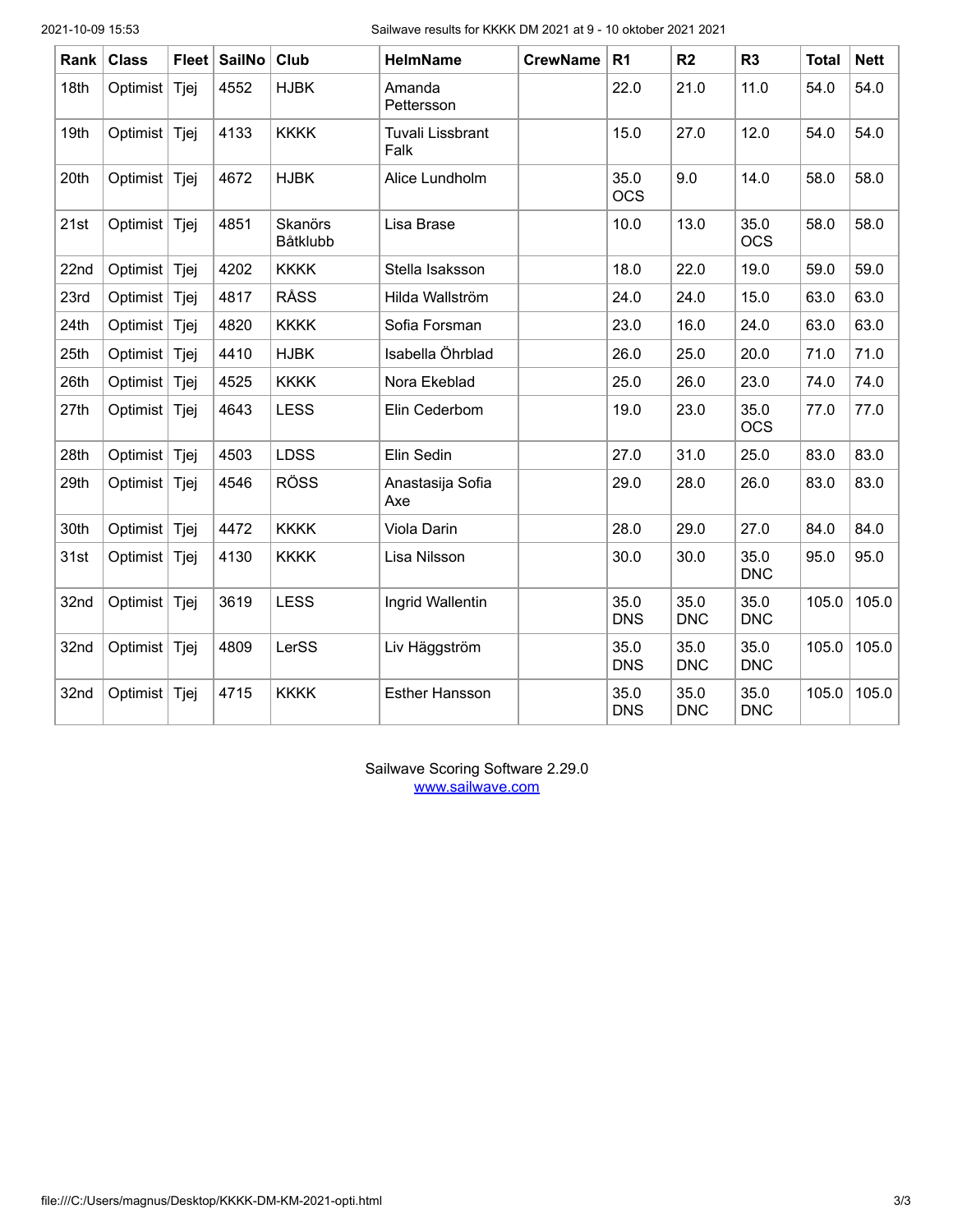| Rank | Class | Fleet | SailNo | Club | HelmName | CrewName | R1 | R2 | R3 | Total | Nett |
|---|---|---|---|---|---|---|---|---|---|---|---|
| 18th | Optimist | Tjej | 4552 | HJBK | Amanda Pettersson | | 22.0 | 21.0 | 11.0 | 54.0 | 54.0 |
| 19th | Optimist | Tjej | 4133 | KKKK | Tuvali Lissbrant Falk | | 15.0 | 27.0 | 12.0 | 54.0 | 54.0 |
| 20th | Optimist | Tjej | 4672 | HJBK | Alice Lundholm | | 35.0 OCS | 9.0 | 14.0 | 58.0 | 58.0 |
| 21st | Optimist | Tjej | 4851 | Skanörs Båtklubb | Lisa Brase | | 10.0 | 13.0 | 35.0 OCS | 58.0 | 58.0 |
| 22nd | Optimist | Tjej | 4202 | KKKK | Stella Isaksson | | 18.0 | 22.0 | 19.0 | 59.0 | 59.0 |
| 23rd | Optimist | Tjej | 4817 | RÅSS | Hilda Wallström | | 24.0 | 24.0 | 15.0 | 63.0 | 63.0 |
| 24th | Optimist | Tjej | 4820 | KKKK | Sofia Forsman | | 23.0 | 16.0 | 24.0 | 63.0 | 63.0 |
| 25th | Optimist | Tjej | 4410 | HJBK | Isabella Öhrblad | | 26.0 | 25.0 | 20.0 | 71.0 | 71.0 |
| 26th | Optimist | Tjej | 4525 | KKKK | Nora Ekeblad | | 25.0 | 26.0 | 23.0 | 74.0 | 74.0 |
| 27th | Optimist | Tjej | 4643 | LESS | Elin Cederbom | | 19.0 | 23.0 | 35.0 OCS | 77.0 | 77.0 |
| 28th | Optimist | Tjej | 4503 | LDSS | Elin Sedin | | 27.0 | 31.0 | 25.0 | 83.0 | 83.0 |
| 29th | Optimist | Tjej | 4546 | RÖSS | Anastasija Sofia Axe | | 29.0 | 28.0 | 26.0 | 83.0 | 83.0 |
| 30th | Optimist | Tjej | 4472 | KKKK | Viola Darin | | 28.0 | 29.0 | 27.0 | 84.0 | 84.0 |
| 31st | Optimist | Tjej | 4130 | KKKK | Lisa Nilsson | | 30.0 | 30.0 | 35.0 DNC | 95.0 | 95.0 |
| 32nd | Optimist | Tjej | 3619 | LESS | Ingrid Wallentin | | 35.0 DNS | 35.0 DNC | 35.0 DNC | 105.0 | 105.0 |
| 32nd | Optimist | Tjej | 4809 | LerSS | Liv Häggström | | 35.0 DNS | 35.0 DNC | 35.0 DNC | 105.0 | 105.0 |
| 32nd | Optimist | Tjej | 4715 | KKKK | Esther Hansson | | 35.0 DNS | 35.0 DNC | 35.0 DNC | 105.0 | 105.0 |

Sailwave Scoring Software 2.29.0
www.sailwave.com